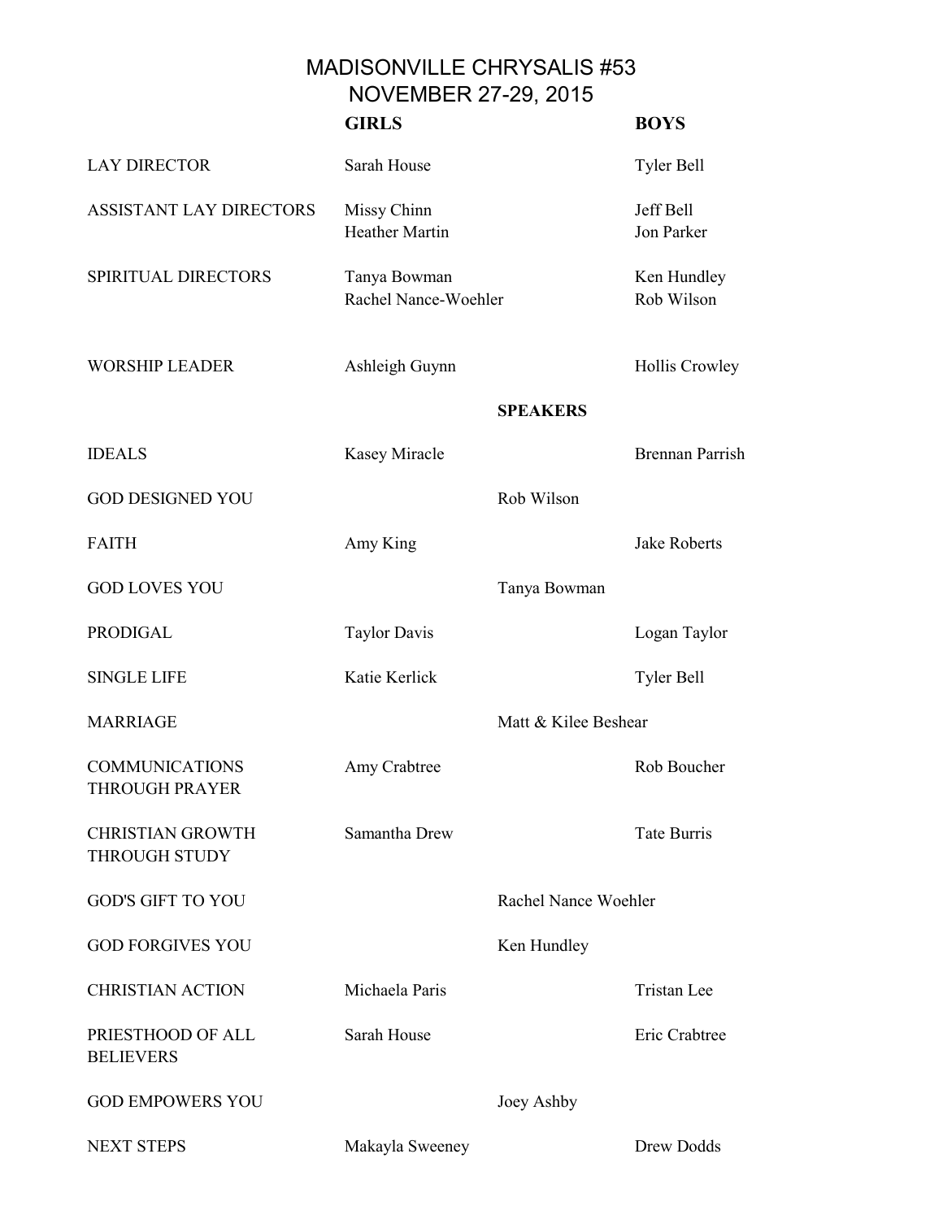# MADISONVILLE CHRYSALIS #53
## NOVEMBER 27-29, 2015

| | GIRLS | | BOYS |
|---|---|---|---|
| LAY DIRECTOR | Sarah House | | Tyler Bell |
| ASSISTANT LAY DIRECTORS | Missy Chinn<br>Heather Martin | | Jeff Bell<br>Jon Parker |
| SPIRITUAL DIRECTORS | Tanya Bowman<br>Rachel Nance-Woehler | | Ken Hundley<br>Rob Wilson |
| WORSHIP LEADER | Ashleigh Guynn | | Hollis Crowley |
| | | **SPEAKERS** | |
| IDEALS | Kasey Miracle | | Brennan Parrish |
| GOD DESIGNED YOU | | Rob Wilson | |
| FAITH | Amy King | | Jake Roberts |
| GOD LOVES YOU | | Tanya Bowman | |
| PRODIGAL | Taylor Davis | | Logan Taylor |
| SINGLE LIFE | Katie Kerlick | | Tyler Bell |
| MARRIAGE | | Matt & Kilee Beshear | |
| COMMUNICATIONS THROUGH PRAYER | Amy Crabtree | | Rob Boucher |
| CHRISTIAN GROWTH THROUGH STUDY | Samantha Drew | | Tate Burris |
| GOD'S GIFT TO YOU | | Rachel Nance Woehler | |
| GOD FORGIVES YOU | | Ken Hundley | |
| CHRISTIAN ACTION | Michaela Paris | | Tristan Lee |
| PRIESTHOOD OF ALL BELIEVERS | Sarah House | | Eric Crabtree |
| GOD EMPOWERS YOU | | Joey Ashby | |
| NEXT STEPS | Makayla Sweeney | | Drew Dodds |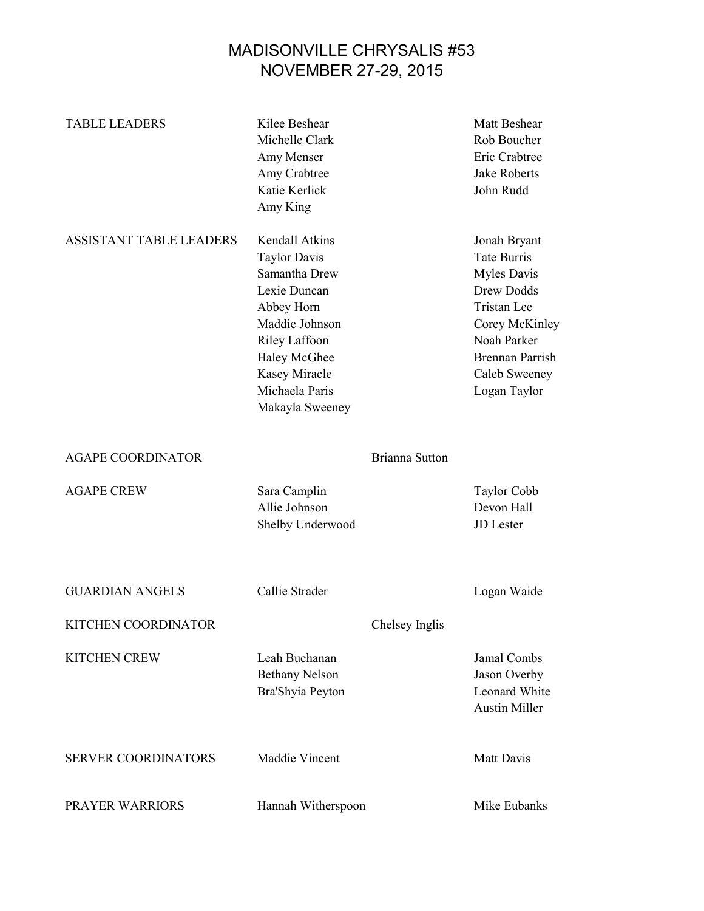# MADISONVILLE CHRYSALIS #53
# NOVEMBER 27-29, 2015

| | | |
|---|---|---|
| TABLE LEADERS | Kilee Beshear | Matt Beshear |
| | Michelle Clark | Rob Boucher |
| | Amy Menser | Eric Crabtree |
| | Amy Crabtree | Jake Roberts |
| | Katie Kerlick | John Rudd |
| | Amy King | |
| ASSISTANT TABLE LEADERS | Kendall Atkins | Jonah Bryant |
| | Taylor Davis | Tate Burris |
| | Samantha Drew | Myles Davis |
| | Lexie Duncan | Drew Dodds |
| | Abbey Horn | Tristan Lee |
| | Maddie Johnson | Corey McKinley |
| | Riley Laffoon | Noah Parker |
| | Haley McGhee | Brennan Parrish |
| | Kasey Miracle | Caleb Sweeney |
| | Michaela Paris | Logan Taylor |
| | Makayla Sweeney | |
| AGAPE COORDINATOR | Brianna Sutton | |
| AGAPE CREW | Sara Camplin | Taylor Cobb |
| | Allie Johnson | Devon Hall |
| | Shelby Underwood | JD Lester |
| GUARDIAN ANGELS | Callie Strader | Logan Waide |
| KITCHEN COORDINATOR | Chelsey Inglis | |
| KITCHEN CREW | Leah Buchanan | Jamal Combs |
| | Bethany Nelson | Jason Overby |
| | Bra'Shyia Peyton | Leonard White |
| | | Austin Miller |
| SERVER COORDINATORS | Maddie Vincent | Matt Davis |
| PRAYER WARRIORS | Hannah Witherspoon | Mike Eubanks |